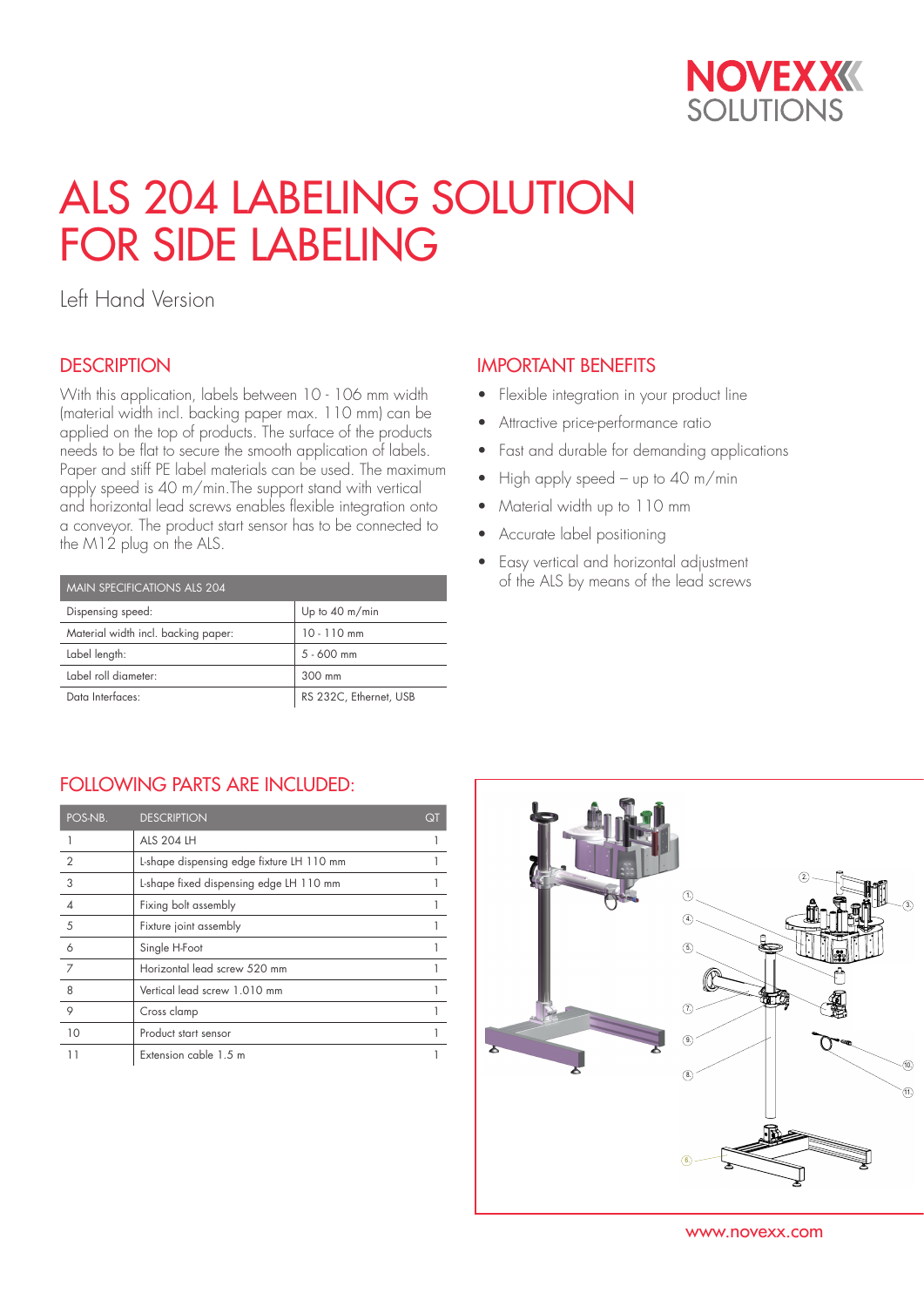# ALS 204 LABELING SOLUTION FOR SIDE LABELING

Left Hand Version

## DESCRIPTION

With this application, labels between 10 - 106 mm width (material width incl. backing paper max. 110 mm) can be applied on the top of products. The surface of the products needs to be flat to secure the smooth application of labels. Paper and stiff PE label materials can be used. The maximum apply speed is 40 m/min.The support stand with vertical and horizontal lead screws enables flexible integration onto a conveyor. The product start sensor has to be connected to the M12 plug on the ALS.

| MAIN SPECIFICATIONS ALS 204 | |
|---|---|
| Dispensing speed: | Up to 40 m/min |
| Material width incl. backing paper: | 10 - 110 mm |
| Label length: | 5 - 600 mm |
| Label roll diameter: | 300 mm |
| Data Interfaces: | RS 232C, Ethernet, USB |

## IMPORTANT BENEFITS

- Flexible integration in your product line
- Attractive price-performance ratio
- Fast and durable for demanding applications
- High apply speed – up to 40 m/min
- Material width up to 110 mm
- Accurate label positioning
- Easy vertical and horizontal adjustment of the ALS by means of the lead screws

## FOLLOWING PARTS ARE INCLUDED:

| POS-NB. | DESCRIPTION | QT |
|---|---|---|
| 1 | ALS 204 LH | 1 |
| 2 | L-shape dispensing edge fixture LH 110 mm | 1 |
| 3 | L-shape fixed dispensing edge LH 110 mm | 1 |
| 4 | Fixing bolt assembly | 1 |
| 5 | Fixture joint assembly | 1 |
| 6 | Single H-Foot | 1 |
| 7 | Horizontal lead screw 520 mm | 1 |
| 8 | Vertical lead screw 1.010 mm | 1 |
| 9 | Cross clamp | 1 |
| 10 | Product start sensor | 1 |
| 11 | Extension cable 1.5 m | 1 |

www.novexx.com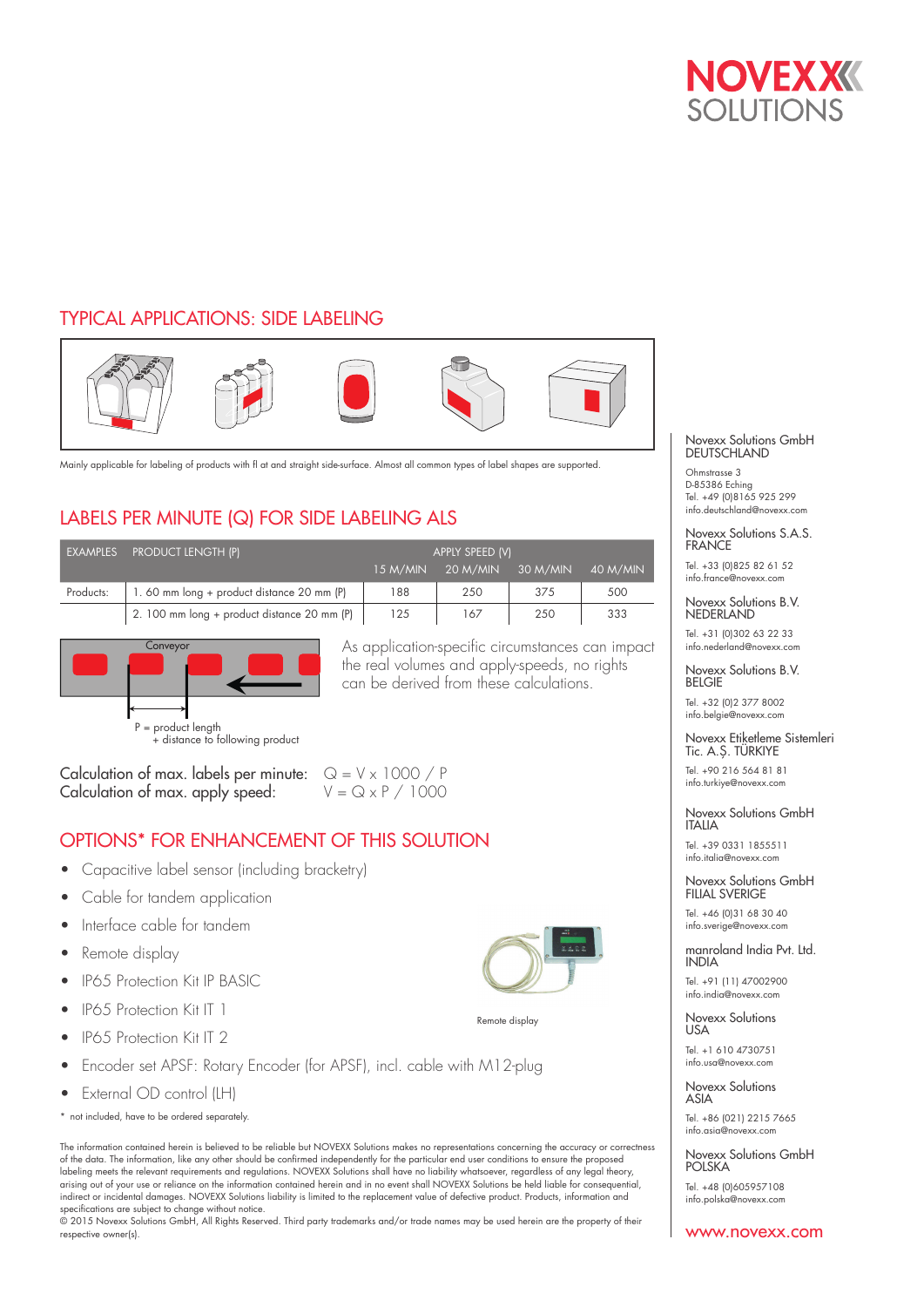NOVEXX SOLUTIONS

## TYPICAL APPLICATIONS: SIDE LABELING

Mainly applicable for labeling of products with fl at and straight side-surface. Almost all common types of label shapes are supported.

## LABELS PER MINUTE (Q) FOR SIDE LABELING ALS

| EXAMPLES | PRODUCT LENGTH (P) | APPLY SPEED (V) | | | |
|---|---|---|---|---|---|
| | | 15 M/MIN | 20 M/MIN | 30 M/MIN | 40 M/MIN |
| Products: | 1. 60 mm long + product distance 20 mm (P) | 188 | 250 | 375 | 500 |
| | 2. 100 mm long + product distance 20 mm (P) | 125 | 167 | 250 | 333 |

Conveyor

P = product length
+ distance to following product

As application-specific circumstances can impact the real volumes and apply-speeds, no rights can be derived from these calculations.

Calculation of max. labels per minute: $Q = V \times 1000 / P$
Calculation of max. apply speed: $V = Q \times P / 1000$

## OPTIONS* FOR ENHANCEMENT OF THIS SOLUTION

- Capacitive label sensor (including bracketry)
- Cable for tandem application
- Interface cable for tandem
- Remote display
- IP65 Protection Kit IP BASIC
- IP65 Protection Kit IT 1
- IP65 Protection Kit IT 2
- Encoder set APSF: Rotary Encoder (for APSF), incl. cable with M12-plug
- External OD control (LH)

Remote display

\* not included, have to be ordered separately.

The information contained herein is believed to be reliable but NOVEXX Solutions makes no representations concerning the accuracy or correctness of the data. The information, like any other should be confirmed independently for the particular end user conditions to ensure the proposed labeling meets the relevant requirements and regulations. NOVEXX Solutions shall have no liability whatsoever, regardless of any legal theory, arising out of your use or reliance on the information contained herein and in no event shall NOVEXX Solutions be held liable for consequential, indirect or incidental damages. NOVEXX Solutions liability is limited to the replacement value of defective product. Products, information and specifications are subject to change without notice.
© 2015 Novexx Solutions GmbH, All Rights Reserved. Third party trademarks and/or trade names may be used herein are the property of their respective owner(s).

**Novexx Solutions GmbH**
**DEUTSCHLAND**
Ohmstrasse 3
D-85386 Eching
Tel. +49 (0)8165 925 299
info.deutschland@novexx.com

**Novexx Solutions S.A.S.**
**FRANCE**
Tel. +33 (0)825 82 61 52
info.france@novexx.com

**Novexx Solutions B.V.**
**NEDERLAND**
Tel. +31 (0)302 63 22 33
info.nederland@novexx.com

**Novexx Solutions B.V.**
**BELGIE**
Tel. +32 (0)2 377 8002
info.belgie@novexx.com

**Novexx Etiketleme Sistemleri Tic. A.Ş. TÜRKIYE**
Tel. +90 216 564 81 81
info.turkiye@novexx.com

**Novexx Solutions GmbH**
**ITALIA**
Tel. +39 0331 1855511
info.italia@novexx.com

**Novexx Solutions GmbH**
**FILIAL SVERIGE**
Tel. +46 (0)31 68 30 40
info.sverige@novexx.com

**manroland India Pvt. Ltd.**
**INDIA**
Tel. +91 (11) 47002900
info.india@novexx.com

**Novexx Solutions**
**USA**
Tel. +1 610 4730751
info.usa@novexx.com

**Novexx Solutions**
**ASIA**
Tel. +86 (021) 2215 7665
info.asia@novexx.com

**Novexx Solutions GmbH**
**POLSKA**
Tel. +48 (0)605957108
info.polska@novexx.com

www.novexx.com